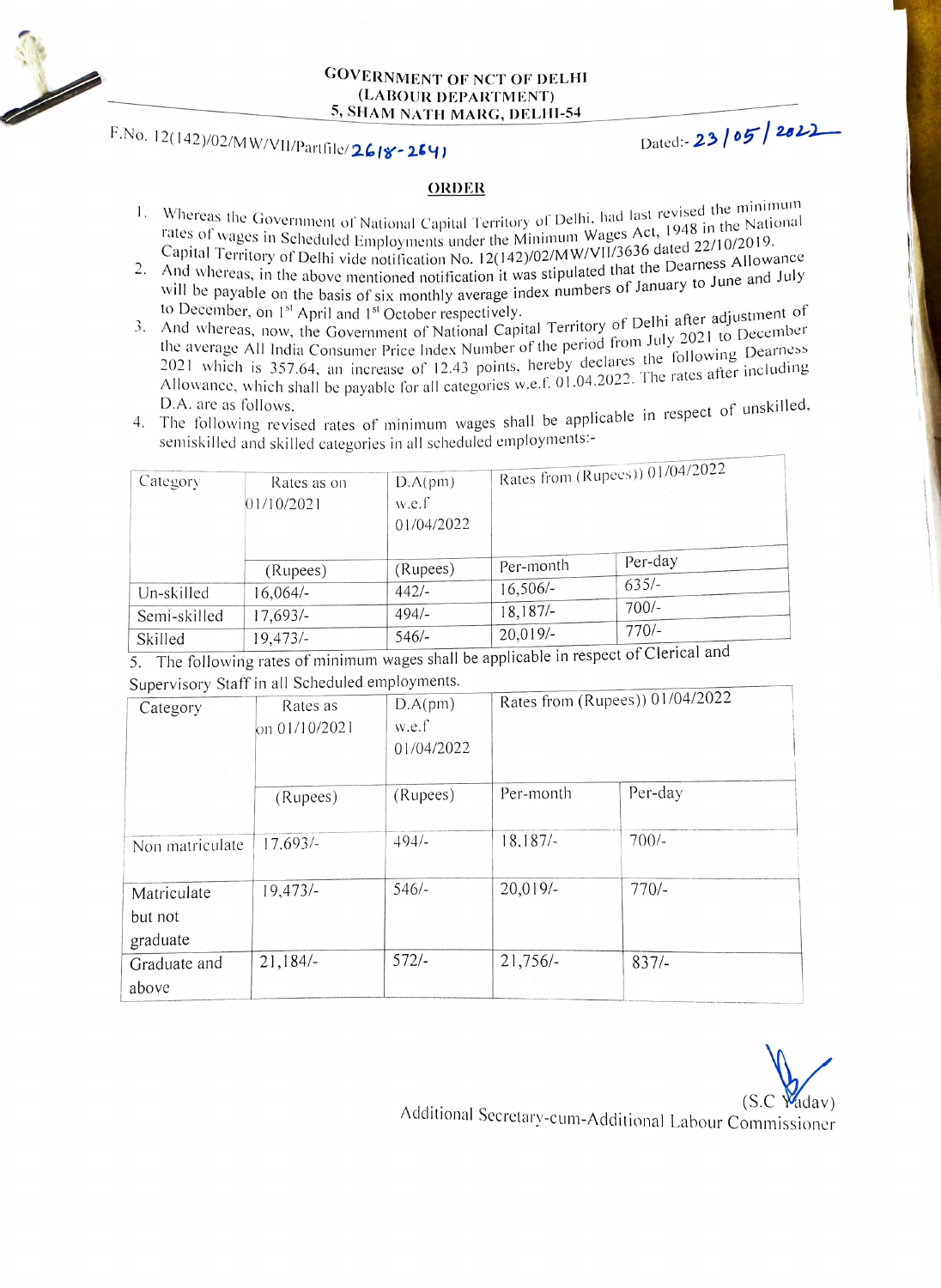**GOVERNMENT OF NCT OF DELHI**
**(LABOUR DEPARTMENT)**
**5, SHAM NATH MARG, DELHI-54**

F.No. 12(142)/02/MW/VII/Partfile/2618-2641 Dated:- 23/05/2022

## ORDER

1. Whereas the Government of National Capital Territory of Delhi, had last revised the minimum rates of wages in Scheduled Employments under the Minimum Wages Act, 1948 in the National Capital Territory of Delhi vide notification No. 12(142)/02/MW/VII/3636 dated 22/10/2019.
2. And whereas, in the above mentioned notification it was stipulated that the Dearness Allowance will be payable on the basis of six monthly average index numbers of January to June and July to December, on 1st April and 1st October respectively.
3. And whereas, now, the Government of National Capital Territory of Delhi after adjustment of the average All India Consumer Price Index Number of the period from July 2021 to December 2021 which is 357.64, an increase of 12.43 points, hereby declares the following Dearness Allowance, which shall be payable for all categories w.e.f. 01.04.2022. The rates after including D.A. are as follows.
4. The following revised rates of minimum wages shall be applicable in respect of unskilled, semiskilled and skilled categories in all scheduled employments:-

| Category | Rates as on 01/10/2021 | D.A(pm) w.e.f 01/04/2022 | Rates from (Rupees)) 01/04/2022 | |
|---|---|---|---|---|
| | (Rupees) | (Rupees) | Per-month | Per-day |
| Un-skilled | 16,064/- | 442/- | 16,506/- | 635/- |
| Semi-skilled | 17,693/- | 494/- | 18,187/- | 700/- |
| Skilled | 19,473/- | 546/- | 20,019/- | 770/- |

5. The following rates of minimum wages shall be applicable in respect of Clerical and Supervisory Staff in all Scheduled employments.

| Category | Rates as on 01/10/2021 | D.A(pm) w.e.f 01/04/2022 | Rates from (Rupees)) 01/04/2022 | |
|---|---|---|---|---|
| | (Rupees) | (Rupees) | Per-month | Per-day |
| Non matriculate | 17,693/- | 494/- | 18,187/- | 700/- |
| Matriculate but not graduate | 19,473/- | 546/- | 20,019/- | 770/- |
| Graduate and above | 21,184/- | 572/- | 21,756/- | 837/- |

(S.C Yadav)
Additional Secretary-cum-Additional Labour Commissioner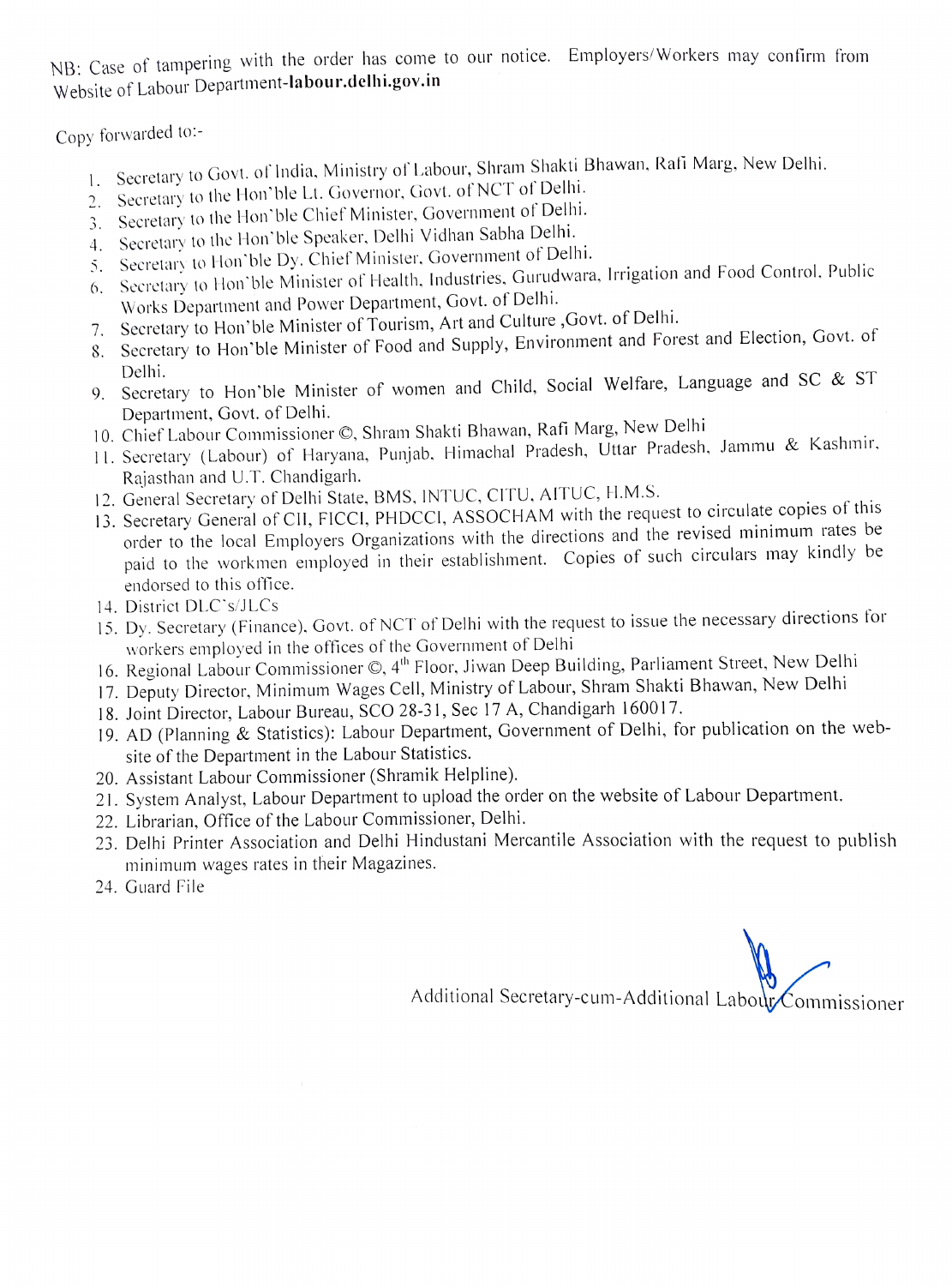NB: Case of tampering with the order has come to our notice. Employers/Workers may confirm from Website of Labour Department-**labour.delhi.gov.in**

Copy forwarded to:-

1. Secretary to Govt. of India, Ministry of Labour, Shram Shakti Bhawan, Rafi Marg, New Delhi.
2. Secretary to the Hon'ble Lt. Governor, Govt. of NCT of Delhi.
3. Secretary to the Hon'ble Chief Minister, Government of Delhi.
4. Secretary to the Hon'ble Speaker, Delhi Vidhan Sabha Delhi.
5. Secretary to Hon'ble Dy. Chief Minister, Government of Delhi.
6. Secretary to Hon'ble Minister of Health, Industries, Gurudwara, Irrigation and Food Control, Public Works Department and Power Department, Govt. of Delhi.
7. Secretary to Hon'ble Minister of Tourism, Art and Culture ,Govt. of Delhi.
8. Secretary to Hon'ble Minister of Food and Supply, Environment and Forest and Election, Govt. of Delhi.
9. Secretary to Hon'ble Minister of women and Child, Social Welfare, Language and SC & ST Department, Govt. of Delhi.
10. Chief Labour Commissioner ©, Shram Shakti Bhawan, Rafi Marg, New Delhi
11. Secretary (Labour) of Haryana, Punjab, Himachal Pradesh, Uttar Pradesh, Jammu & Kashmir, Rajasthan and U.T. Chandigarh.
12. General Secretary of Delhi State, BMS, INTUC, CITU, AITUC, H.M.S.
13. Secretary General of CII, FICCI, PHDCCI, ASSOCHAM with the request to circulate copies of this order to the local Employers Organizations with the directions and the revised minimum rates be paid to the workmen employed in their establishment. Copies of such circulars may kindly be endorsed to this office.
14. District DLC's/JLCs
15. Dy. Secretary (Finance), Govt. of NCT of Delhi with the request to issue the necessary directions for workers employed in the offices of the Government of Delhi
16. Regional Labour Commissioner ©, 4th Floor, Jiwan Deep Building, Parliament Street, New Delhi
17. Deputy Director, Minimum Wages Cell, Ministry of Labour, Shram Shakti Bhawan, New Delhi
18. Joint Director, Labour Bureau, SCO 28-31, Sec 17 A, Chandigarh 160017.
19. AD (Planning & Statistics): Labour Department, Government of Delhi, for publication on the web-site of the Department in the Labour Statistics.
20. Assistant Labour Commissioner (Shramik Helpline).
21. System Analyst, Labour Department to upload the order on the website of Labour Department.
22. Librarian, Office of the Labour Commissioner, Delhi.
23. Delhi Printer Association and Delhi Hindustani Mercantile Association with the request to publish minimum wages rates in their Magazines.
24. Guard File

Additional Secretary-cum-Additional Labour Commissioner